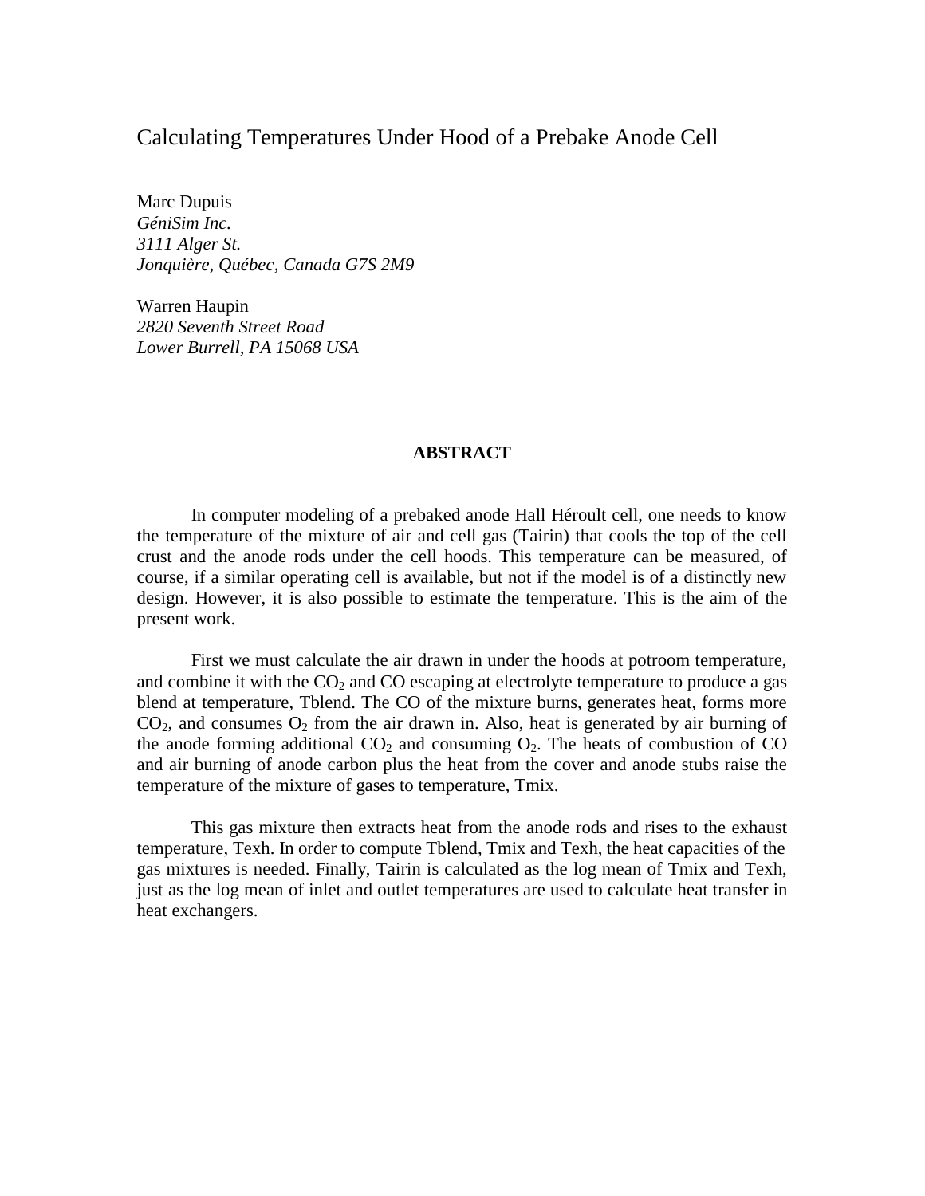# Calculating Temperatures Under Hood of a Prebake Anode Cell

Marc Dupuis
*GéniSim Inc.*
*3111 Alger St.*
*Jonquière, Québec, Canada G7S 2M9*

Warren Haupin
*2820 Seventh Street Road*
*Lower Burrell, PA 15068 USA*

## ABSTRACT

In computer modeling of a prebaked anode Hall Héroult cell, one needs to know the temperature of the mixture of air and cell gas (Tairin) that cools the top of the cell crust and the anode rods under the cell hoods. This temperature can be measured, of course, if a similar operating cell is available, but not if the model is of a distinctly new design. However, it is also possible to estimate the temperature. This is the aim of the present work.

First we must calculate the air drawn in under the hoods at potroom temperature, and combine it with the $CO_2$ and CO escaping at electrolyte temperature to produce a gas blend at temperature, Tblend. The CO of the mixture burns, generates heat, forms more $CO_2$, and consumes $O_2$ from the air drawn in. Also, heat is generated by air burning of the anode forming additional $CO_2$ and consuming $O_2$. The heats of combustion of CO and air burning of anode carbon plus the heat from the cover and anode stubs raise the temperature of the mixture of gases to temperature, Tmix.

This gas mixture then extracts heat from the anode rods and rises to the exhaust temperature, Texh. In order to compute Tblend, Tmix and Texh, the heat capacities of the gas mixtures is needed. Finally, Tairin is calculated as the log mean of Tmix and Texh, just as the log mean of inlet and outlet temperatures are used to calculate heat transfer in heat exchangers.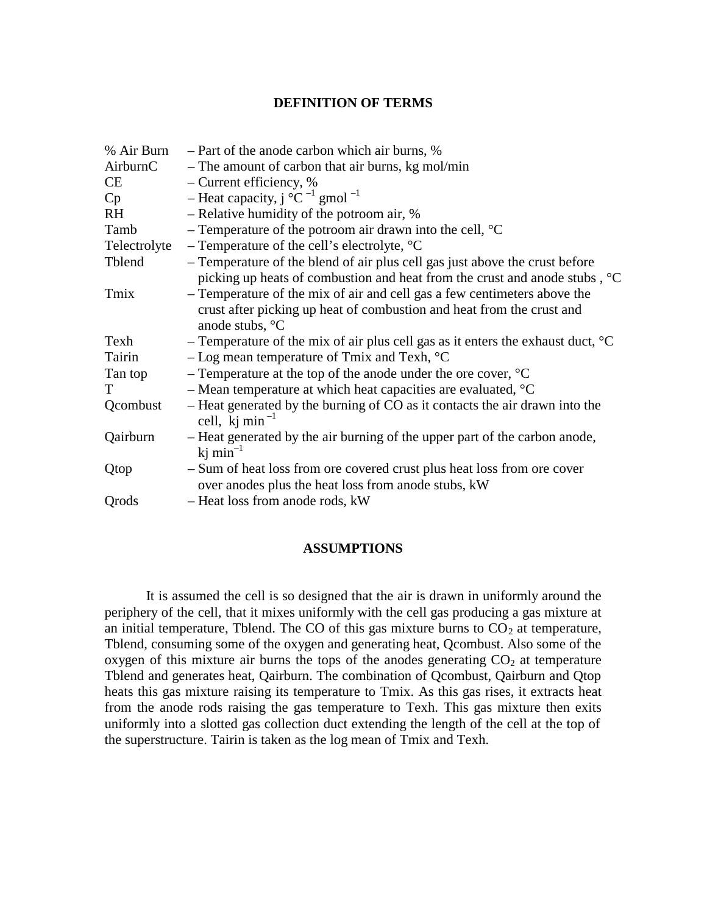## DEFINITION OF TERMS

| | |
|---|---|
| % Air Burn | – Part of the anode carbon which air burns, % |
| AirburnC | – The amount of carbon that air burns, kg mol/min |
| CE | – Current efficiency, % |
| Cp | – Heat capacity, j °C $^{-1}$ gmol $^{-1}$ |
| RH | – Relative humidity of the potroom air, % |
| Tamb | – Temperature of the potroom air drawn into the cell, °C |
| Telectrolyte | – Temperature of the cell's electrolyte, °C |
| Tblend | – Temperature of the blend of air plus cell gas just above the crust before picking up heats of combustion and heat from the crust and anode stubs , °C |
| Tmix | – Temperature of the mix of air and cell gas a few centimeters above the crust after picking up heat of combustion and heat from the crust and anode stubs, °C |
| Texh | – Temperature of the mix of air plus cell gas as it enters the exhaust duct, °C |
| Tairin | – Log mean temperature of Tmix and Texh, °C |
| Tan top | – Temperature at the top of the anode under the ore cover, °C |
| T | – Mean temperature at which heat capacities are evaluated, °C |
| Qcombust | – Heat generated by the burning of CO as it contacts the air drawn into the cell, kj min $^{-1}$ |
| Qairburn | – Heat generated by the air burning of the upper part of the carbon anode, kj min $^{-1}$ |
| Qtop | – Sum of heat loss from ore covered crust plus heat loss from ore cover over anodes plus the heat loss from anode stubs, kW |
| Qrods | – Heat loss from anode rods, kW |

## ASSUMPTIONS

It is assumed the cell is so designed that the air is drawn in uniformly around the periphery of the cell, that it mixes uniformly with the cell gas producing a gas mixture at an initial temperature, Tblend. The CO of this gas mixture burns to $CO_2$ at temperature, Tblend, consuming some of the oxygen and generating heat, Qcombust. Also some of the oxygen of this mixture air burns the tops of the anodes generating $CO_2$ at temperature Tblend and generates heat, Qairburn. The combination of Qcombust, Qairburn and Qtop heats this gas mixture raising its temperature to Tmix. As this gas rises, it extracts heat from the anode rods raising the gas temperature to Texh. This gas mixture then exits uniformly into a slotted gas collection duct extending the length of the cell at the top of the superstructure. Tairin is taken as the log mean of Tmix and Texh.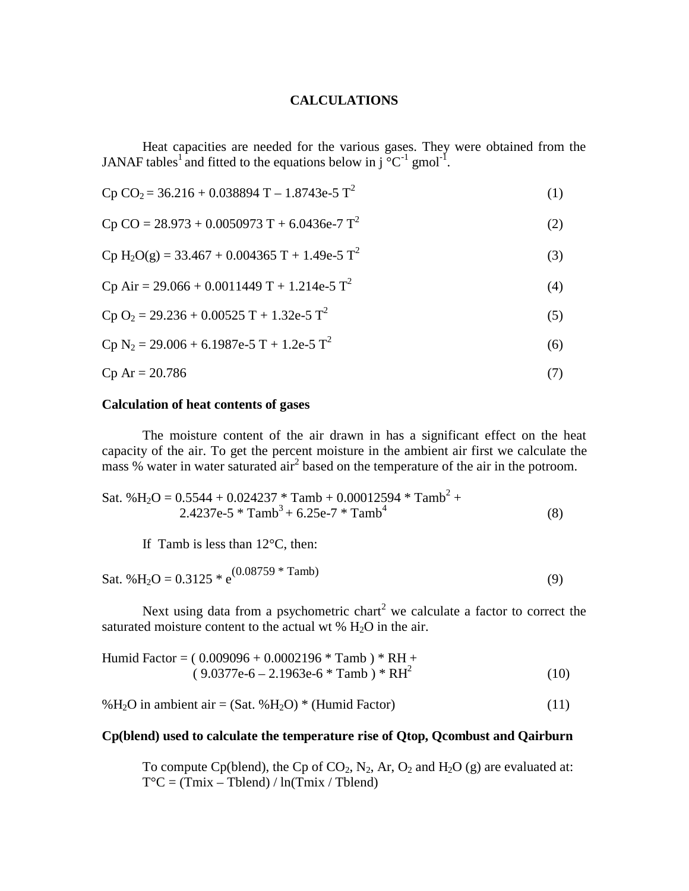# CALCULATIONS

Heat capacities are needed for the various gases. They were obtained from the JANAF tables[1] and fitted to the equations below in j °C$^{-1}$ gmol$^{-1}$.

$$Cp\ CO_2 = 36.216 + 0.038894\ T - 1.8743e\text{-}5\ T^2 \quad (1)$$

$$Cp\ CO = 28.973 + 0.0050973\ T + 6.0436e\text{-}7\ T^2 \quad (2)$$

$$Cp\ H_2O(g) = 33.467 + 0.004365\ T + 1.49e\text{-}5\ T^2 \quad (3)$$

$$Cp\ Air = 29.066 + 0.0011449\ T + 1.214e\text{-}5\ T^2 \quad (4)$$

$$Cp\ O_2 = 29.236 + 0.00525\ T + 1.32e\text{-}5\ T^2 \quad (5)$$

$$Cp\ N_2 = 29.006 + 6.1987e\text{-}5\ T + 1.2e\text{-}5\ T^2 \quad (6)$$

$$Cp\ Ar = 20.786 \quad (7)$$

### Calculation of heat contents of gases

The moisture content of the air drawn in has a significant effect on the heat capacity of the air. To get the percent moisture in the ambient air first we calculate the mass % water in water saturated air[2] based on the temperature of the air in the potroom.

$$\text{Sat. }\%H_2O = 0.5544 + 0.024237 * Tamb + 0.00012594 * Tamb^2 + 2.4237e\text{-}5 * Tamb^3 + 6.25e\text{-}7 * Tamb^4 \quad (8)$$

If Tamb is less than 12°C, then:

$$\text{Sat. }\%H_2O = 0.3125 * e^{(0.08759 * Tamb)} \quad (9)$$

Next using data from a psychometric chart[2] we calculate a factor to correct the saturated moisture content to the actual wt % $H_2O$ in the air.

$$\text{Humid Factor} = (0.009096 + 0.0002196 * Tamb) * RH + (9.0377e\text{-}6 - 2.1963e\text{-}6 * Tamb) * RH^2 \quad (10)$$

$$\%H_2O \text{ in ambient air} = (\text{Sat. }\%H_2O) * (\text{Humid Factor}) \quad (11)$$

### Cp(blend) used to calculate the temperature rise of Qtop, Qcombust and Qairburn

To compute Cp(blend), the Cp of $CO_2$, $N_2$, Ar, $O_2$ and $H_2O$ (g) are evaluated at:
$T°C = (Tmix - Tblend) / \ln(Tmix / Tblend)$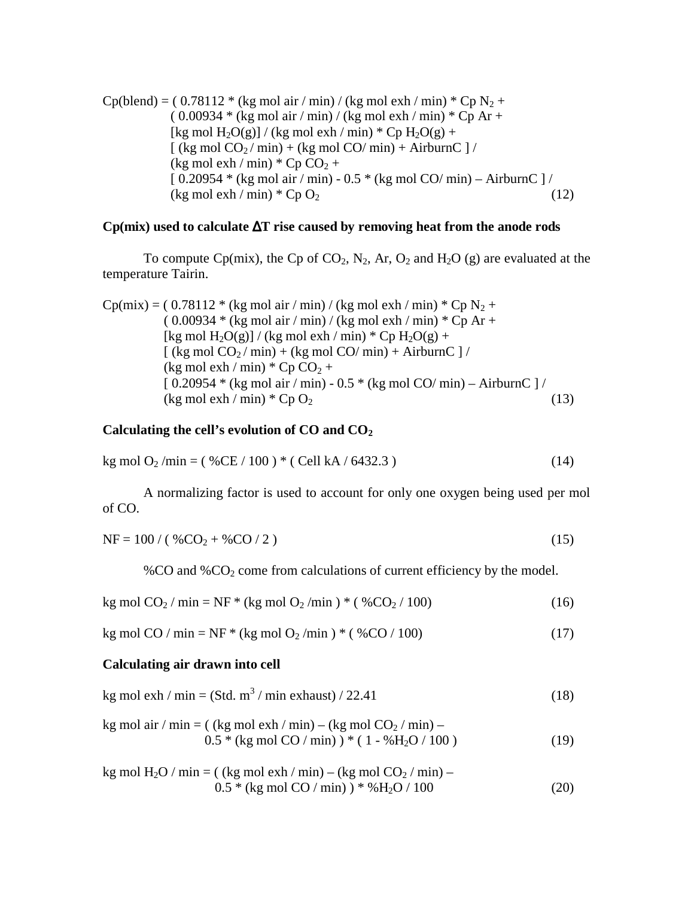$$\begin{aligned} Cp(blend) = {} & ( 0.78112 * (\text{kg mol air / min}) / (\text{kg mol exh / min}) * Cp\ N_2 + \\ & ( 0.00934 * (\text{kg mol air / min}) / (\text{kg mol exh / min}) * Cp\ Ar + \\ & [\text{kg mol } H_2O(g)] / (\text{kg mol exh / min}) * Cp\ H_2O(g) + \\ & [ (\text{kg mol } CO_2 / \text{min}) + (\text{kg mol CO/ min}) + \text{AirburnC} ] / \\ & (\text{kg mol exh / min}) * Cp\ CO_2 + \\ & [ 0.20954 * (\text{kg mol air / min}) - 0.5 * (\text{kg mol CO/ min}) - \text{AirburnC} ] / \\ & (\text{kg mol exh / min}) * Cp\ O_2 \end{aligned} \tag{12}$$

### Cp(mix) used to calculate $\Delta$T rise caused by removing heat from the anode rods

To compute Cp(mix), the Cp of $CO_2$, $N_2$, Ar, $O_2$ and $H_2O$ (g) are evaluated at the temperature Tairin.

$$\begin{aligned} Cp(mix) = {} & ( 0.78112 * (\text{kg mol air / min}) / (\text{kg mol exh / min}) * Cp\ N_2 + \\ & ( 0.00934 * (\text{kg mol air / min}) / (\text{kg mol exh / min}) * Cp\ Ar + \\ & [\text{kg mol } H_2O(g)] / (\text{kg mol exh / min}) * Cp\ H_2O(g) + \\ & [ (\text{kg mol } CO_2 / \text{min}) + (\text{kg mol CO/ min}) + \text{AirburnC} ] / \\ & (\text{kg mol exh / min}) * Cp\ CO_2 + \\ & [ 0.20954 * (\text{kg mol air / min}) - 0.5 * (\text{kg mol CO/ min}) - \text{AirburnC} ] / \\ & (\text{kg mol exh / min}) * Cp\ O_2 \end{aligned} \tag{13}$$

### Calculating the cell's evolution of CO and $CO_2$

$$\text{kg mol } O_2 \text{ /min} = ( \%CE / 100 ) * ( \text{Cell kA} / 6432.3 ) \tag{14}$$

A normalizing factor is used to account for only one oxygen being used per mol of CO.

$$NF = 100 / ( \%CO_2 + \%CO / 2 ) \tag{15}$$

%CO and %$CO_2$ come from calculations of current efficiency by the model.

$$\text{kg mol } CO_2 \text{ / min} = NF * (\text{kg mol } O_2 \text{ /min} ) * ( \%CO_2 / 100) \tag{16}$$

$$\text{kg mol CO / min} = NF * (\text{kg mol } O_2 \text{ /min} ) * ( \%CO / 100) \tag{17}$$

### Calculating air drawn into cell

$$\text{kg mol exh / min} = (\text{Std. m}^3 \text{ / min exhaust}) / 22.41 \tag{18}$$

$$\begin{aligned} \text{kg mol air / min} = {} & ( (\text{kg mol exh / min}) - (\text{kg mol } CO_2 \text{ / min}) - \\ & 0.5 * (\text{kg mol CO / min}) ) * ( 1 - \%H_2O / 100 ) \end{aligned} \tag{19}$$

$$\begin{aligned} \text{kg mol } H_2O \text{ / min} = {} & ( (\text{kg mol exh / min}) - (\text{kg mol } CO_2 \text{ / min}) - \\ & 0.5 * (\text{kg mol CO / min}) ) * \%H_2O / 100 \end{aligned} \tag{20}$$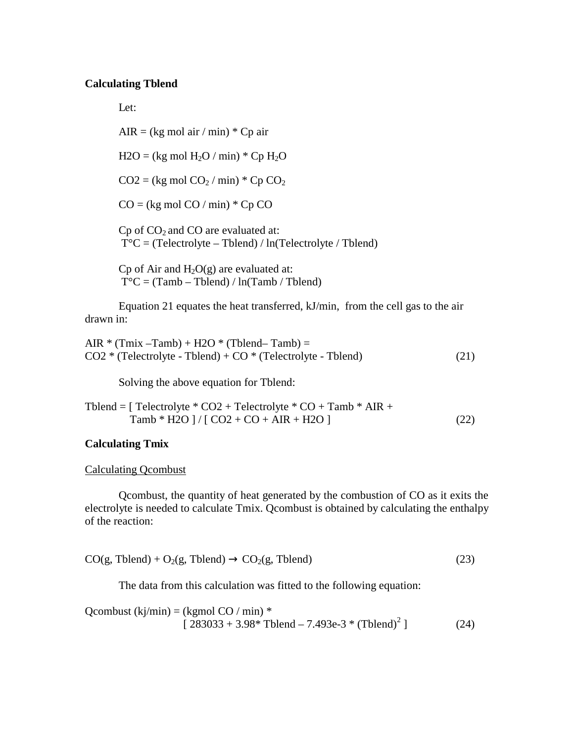**Calculating Tblend**

Let:

AIR = (kg mol air / min) * Cp air

H2O = (kg mol $H_2O$ / min) * Cp $H_2O$

CO2 = (kg mol $CO_2$ / min) * Cp $CO_2$

CO = (kg mol CO / min) * Cp CO

Cp of $CO_2$ and CO are evaluated at:
T°C = (Telectrolyte – Tblend) / ln(Telectrolyte / Tblend)

Cp of Air and $H_2O(g)$ are evaluated at:
T°C = (Tamb – Tblend) / ln(Tamb / Tblend)

Equation 21 equates the heat transferred, kJ/min, from the cell gas to the air drawn in:

$$\text{AIR} * (\text{Tmix} - \text{Tamb}) + \text{H2O} * (\text{Tblend} - \text{Tamb}) = \text{CO2} * (\text{Telectrolyte} - \text{Tblend}) + \text{CO} * (\text{Telectrolyte} - \text{Tblend}) \quad (21)$$

Solving the above equation for Tblend:

$$\text{Tblend} = [\ \text{Telectrolyte} * \text{CO2} + \text{Telectrolyte} * \text{CO} + \text{Tamb} * \text{AIR} + \text{Tamb} * \text{H2O}\ ] / [\ \text{CO2} + \text{CO} + \text{AIR} + \text{H2O}\ ] \quad (22)$$

**Calculating Tmix**

Calculating Qcombust

Qcombust, the quantity of heat generated by the combustion of CO as it exits the electrolyte is needed to calculate Tmix. Qcombust is obtained by calculating the enthalpy of the reaction:

$$CO(g, \text{Tblend}) + O_2(g, \text{Tblend}) \rightarrow CO_2(g, \text{Tblend}) \quad (23)$$

The data from this calculation was fitted to the following equation:

$$\text{Qcombust (kj/min)} = (\text{kgmol CO / min}) * [\ 283033 + 3.98 * \text{Tblend} - 7.493\text{e-}3 * (\text{Tblend})^2\ ] \quad (24)$$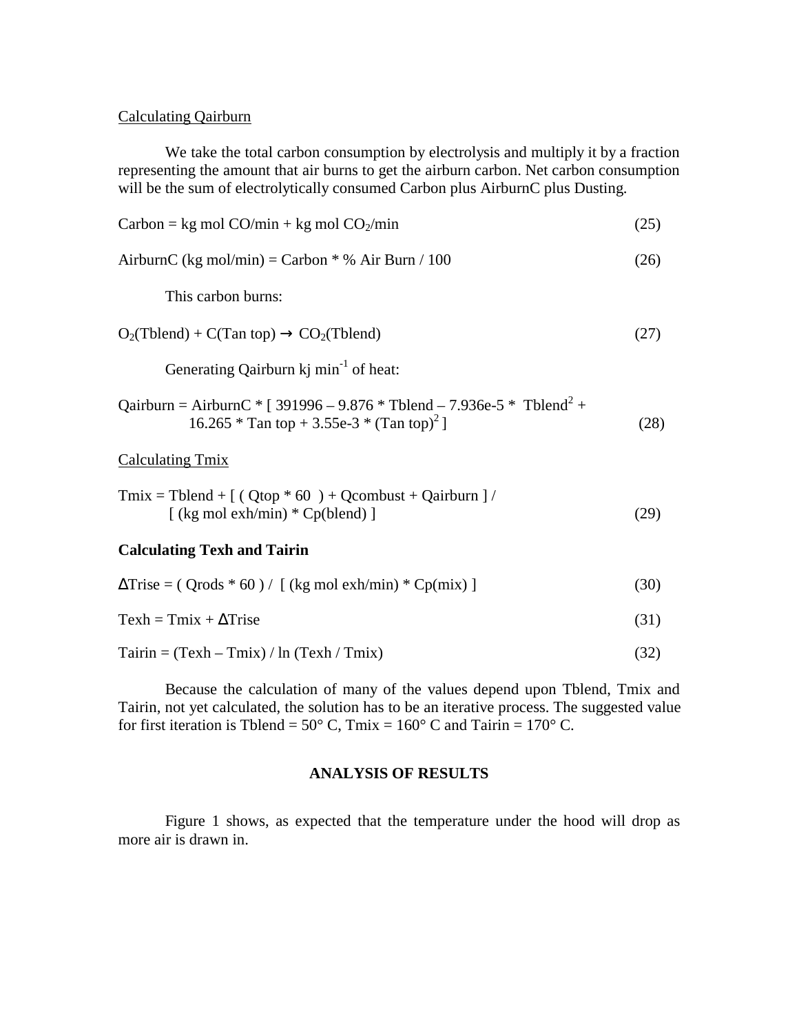Calculating Qairburn

We take the total carbon consumption by electrolysis and multiply it by a fraction representing the amount that air burns to get the airburn carbon. Net carbon consumption will be the sum of electrolytically consumed Carbon plus AirburnC plus Dusting.

$$\text{Carbon} = \text{kg mol CO/min} + \text{kg mol } CO_2\text{/min} \tag{25}$$

$$\text{AirburnC (kg mol/min)} = \text{Carbon} * \%\ \text{Air Burn} / 100 \tag{26}$$

This carbon burns:

$$O_2(\text{Tblend}) + C(\text{Tan top}) \rightarrow CO_2(\text{Tblend}) \tag{27}$$

Generating Qairburn kj $\text{min}^{-1}$ of heat:

$$\text{Qairburn} = \text{AirburnC} * [\ 391996 - 9.876 * \text{Tblend} - 7.936\text{e-}5 * \text{Tblend}^2 + 16.265 * \text{Tan top} + 3.55\text{e-}3 * (\text{Tan top})^2\ ] \tag{28}$$

Calculating Tmix

$$\text{Tmix} = \text{Tblend} + [\ (\ \text{Qtop} * 60\ ) + \text{Qcombust} + \text{Qairburn}\ ] / [\ (\text{kg mol exh/min}) * \text{Cp(blend)}\ ] \tag{29}$$

**Calculating Texh and Tairin**

$$\Delta\text{Trise} = (\ \text{Qrods} * 60\ ) / [\ (\text{kg mol exh/min}) * \text{Cp(mix)}\ ] \tag{30}$$

$$\text{Texh} = \text{Tmix} + \Delta\text{Trise} \tag{31}$$

$$\text{Tairin} = (\text{Texh} - \text{Tmix}) / \ln(\text{Texh} / \text{Tmix}) \tag{32}$$

Because the calculation of many of the values depend upon Tblend, Tmix and Tairin, not yet calculated, the solution has to be an iterative process. The suggested value for first iteration is Tblend = 50° C, Tmix = 160° C and Tairin = 170° C.

## ANALYSIS OF RESULTS

Figure 1 shows, as expected that the temperature under the hood will drop as more air is drawn in.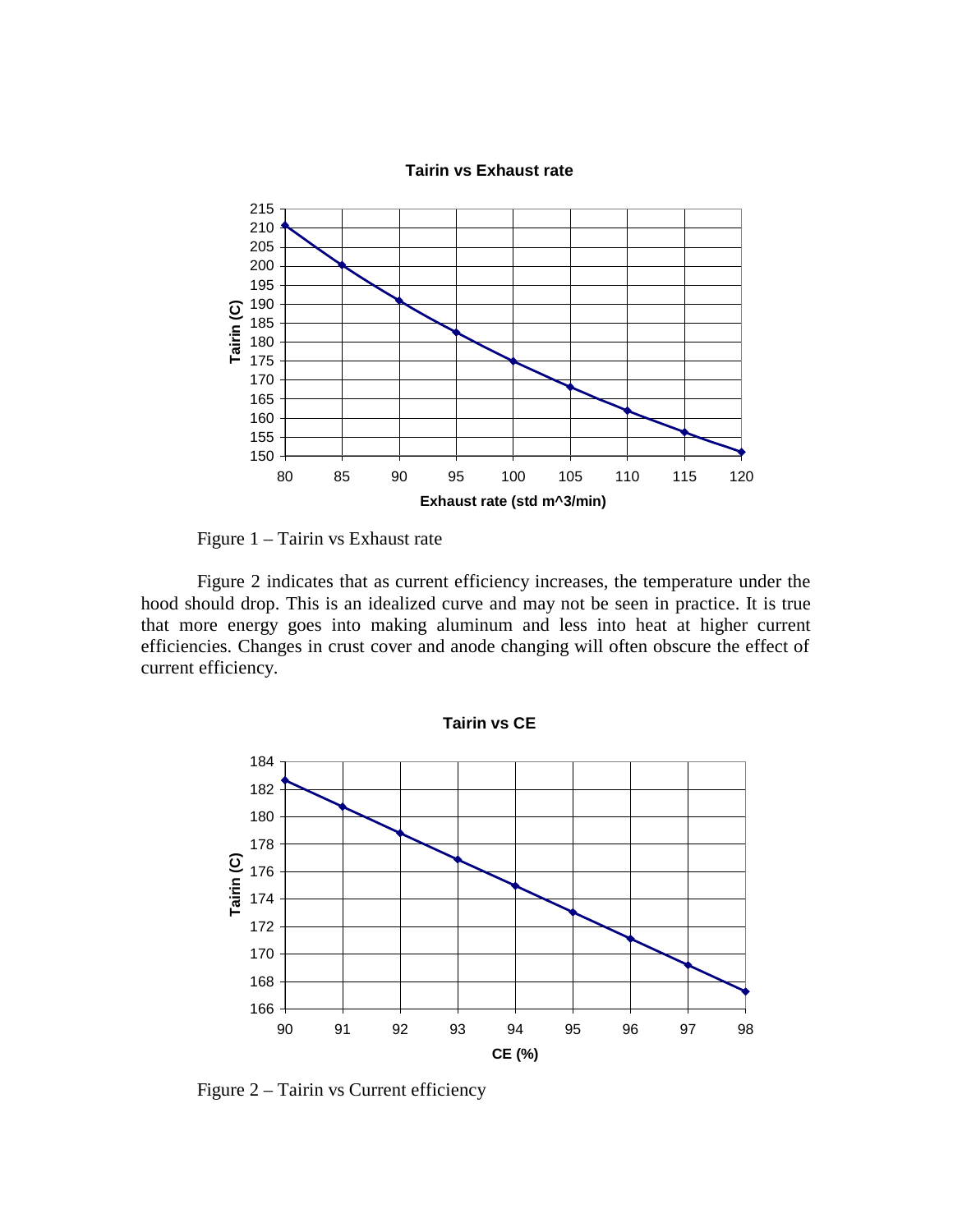Figure 1 – Tairin vs Exhaust rate

Figure 2 indicates that as current efficiency increases, the temperature under the hood should drop. This is an idealized curve and may not be seen in practice. It is true that more energy goes into making aluminum and less into heat at higher current efficiencies. Changes in crust cover and anode changing will often obscure the effect of current efficiency.

Figure 2 – Tairin vs Current efficiency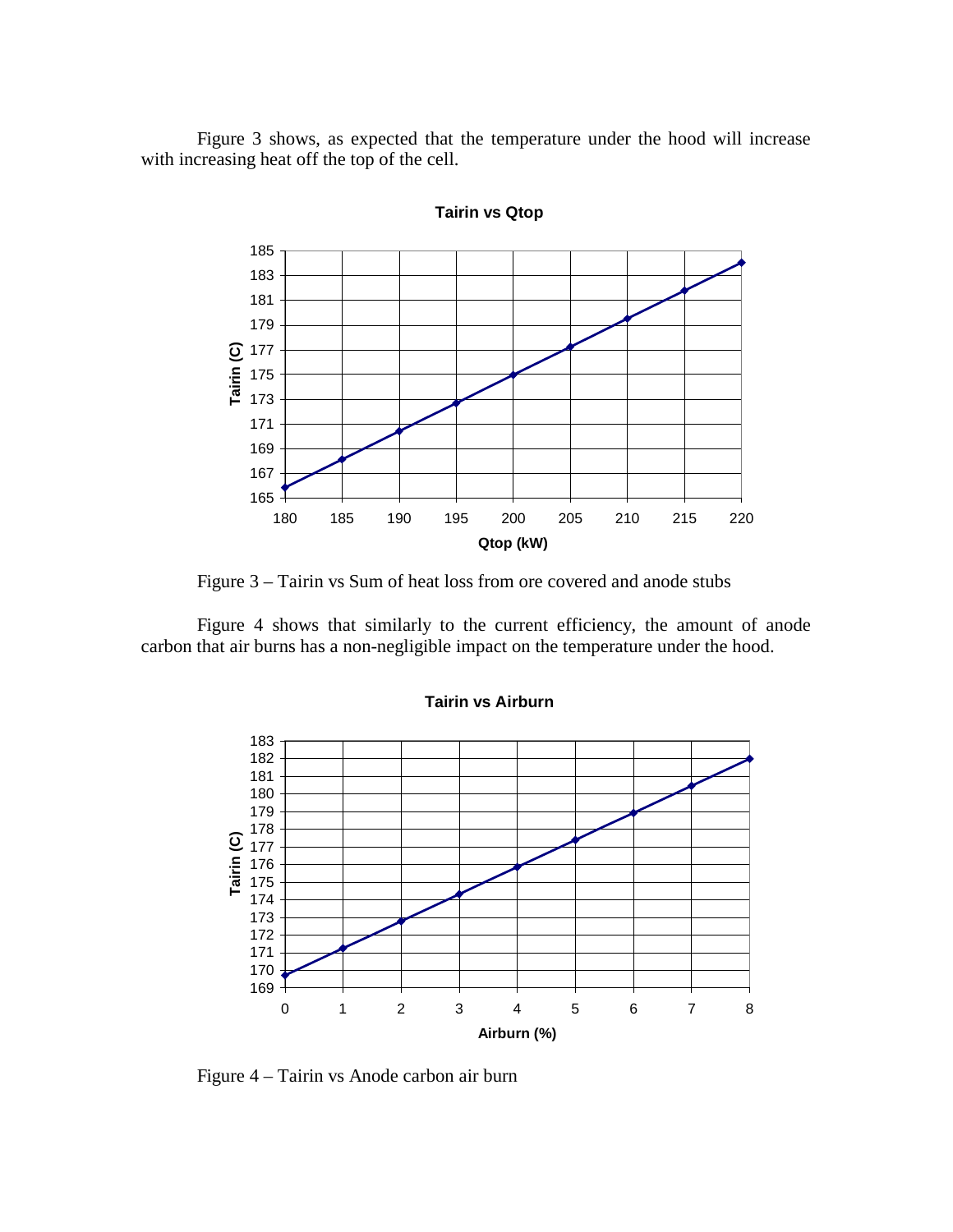Figure 3 shows, as expected that the temperature under the hood will increase with increasing heat off the top of the cell.

Figure 3 – Tairin vs Sum of heat loss from ore covered and anode stubs

Figure 4 shows that similarly to the current efficiency, the amount of anode carbon that air burns has a non-negligible impact on the temperature under the hood.

Figure 4 – Tairin vs Anode carbon air burn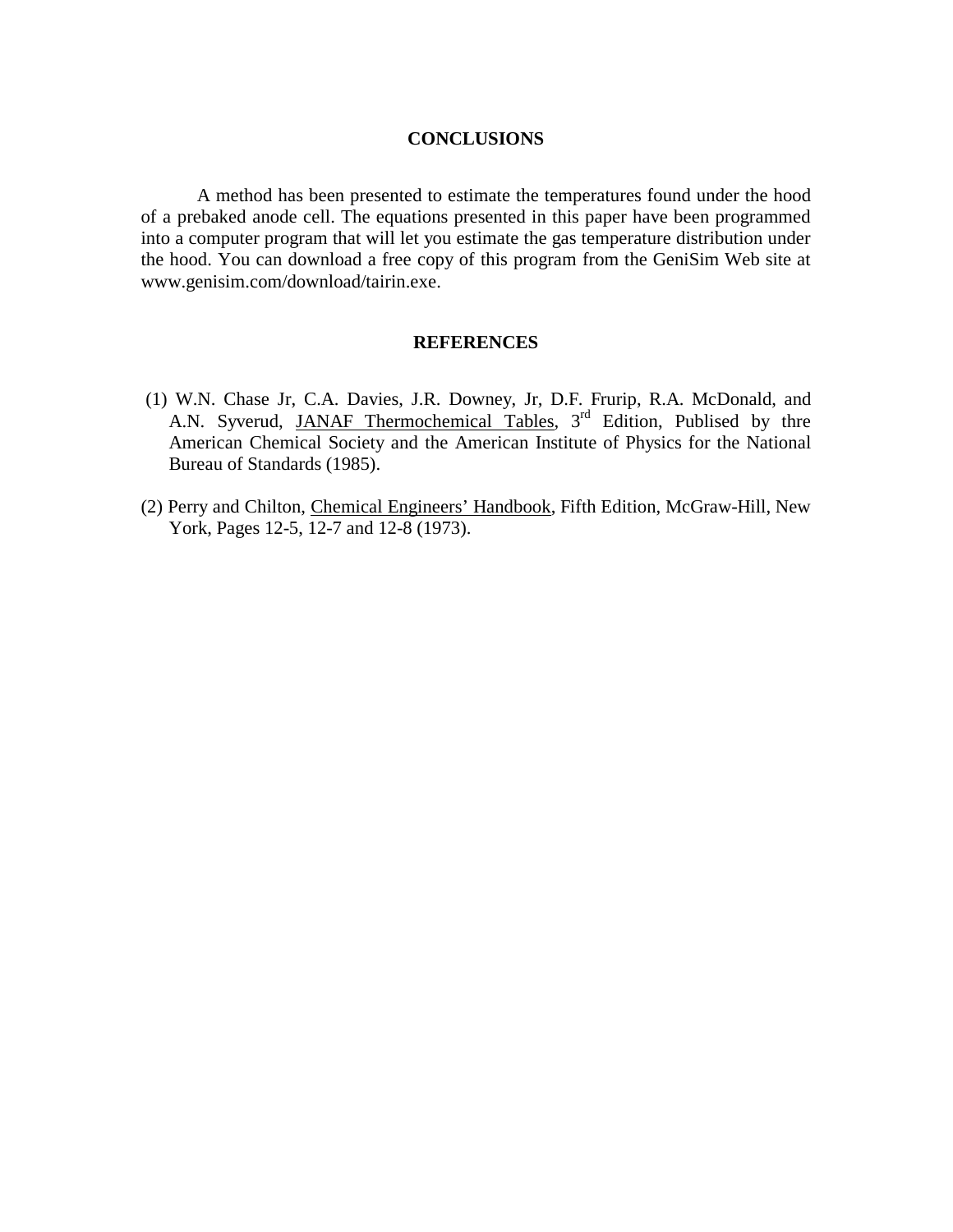## CONCLUSIONS

A method has been presented to estimate the temperatures found under the hood of a prebaked anode cell. The equations presented in this paper have been programmed into a computer program that will let you estimate the gas temperature distribution under the hood. You can download a free copy of this program from the GeniSim Web site at www.genisim.com/download/tairin.exe.

## REFERENCES

(1) W.N. Chase Jr, C.A. Davies, J.R. Downey, Jr, D.F. Frurip, R.A. McDonald, and A.N. Syverud, JANAF Thermochemical Tables, 3rd Edition, Publised by thre American Chemical Society and the American Institute of Physics for the National Bureau of Standards (1985).

(2) Perry and Chilton, Chemical Engineers' Handbook, Fifth Edition, McGraw-Hill, New York, Pages 12-5, 12-7 and 12-8 (1973).